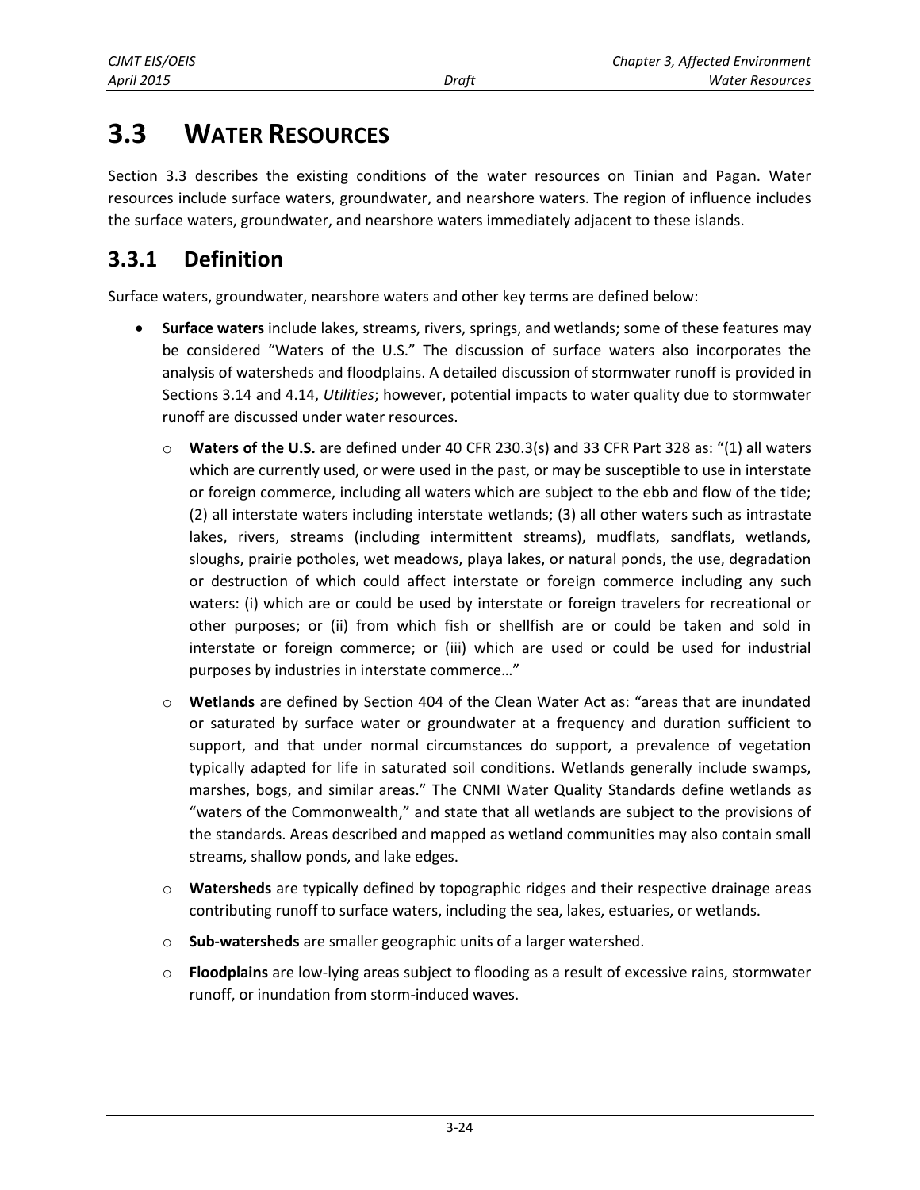# 3.3 WATER RESOURCES

Section 3.3 describes the existing conditions of the water resources on Tinian and Pagan. Water resources include surface waters, groundwater, and nearshore waters. The region of influence includes the surface waters, groundwater, and nearshore waters immediately adjacent to these islands.

## 3.3.1 Definition

Surface waters, groundwater, nearshore waters and other key terms are defined below:

- **Surface waters** include lakes, streams, rivers, springs, and wetlands; some of these features may be considered "Waters of the U.S." The discussion of surface waters also incorporates the analysis of watersheds and floodplains. A detailed discussion of stormwater runoff is provided in Sections 3.14 and 4.14, *Utilities*; however, potential impacts to water quality due to stormwater runoff are discussed under water resources.
  - **Waters of the U.S.** are defined under 40 CFR 230.3(s) and 33 CFR Part 328 as: "(1) all waters which are currently used, or were used in the past, or may be susceptible to use in interstate or foreign commerce, including all waters which are subject to the ebb and flow of the tide; (2) all interstate waters including interstate wetlands; (3) all other waters such as intrastate lakes, rivers, streams (including intermittent streams), mudflats, sandflats, wetlands, sloughs, prairie potholes, wet meadows, playa lakes, or natural ponds, the use, degradation or destruction of which could affect interstate or foreign commerce including any such waters: (i) which are or could be used by interstate or foreign travelers for recreational or other purposes; or (ii) from which fish or shellfish are or could be taken and sold in interstate or foreign commerce; or (iii) which are used or could be used for industrial purposes by industries in interstate commerce…"
  - **Wetlands** are defined by Section 404 of the Clean Water Act as: "areas that are inundated or saturated by surface water or groundwater at a frequency and duration sufficient to support, and that under normal circumstances do support, a prevalence of vegetation typically adapted for life in saturated soil conditions. Wetlands generally include swamps, marshes, bogs, and similar areas." The CNMI Water Quality Standards define wetlands as "waters of the Commonwealth," and state that all wetlands are subject to the provisions of the standards. Areas described and mapped as wetland communities may also contain small streams, shallow ponds, and lake edges.
  - **Watersheds** are typically defined by topographic ridges and their respective drainage areas contributing runoff to surface waters, including the sea, lakes, estuaries, or wetlands.
  - **Sub-watersheds** are smaller geographic units of a larger watershed.
  - **Floodplains** are low-lying areas subject to flooding as a result of excessive rains, stormwater runoff, or inundation from storm-induced waves.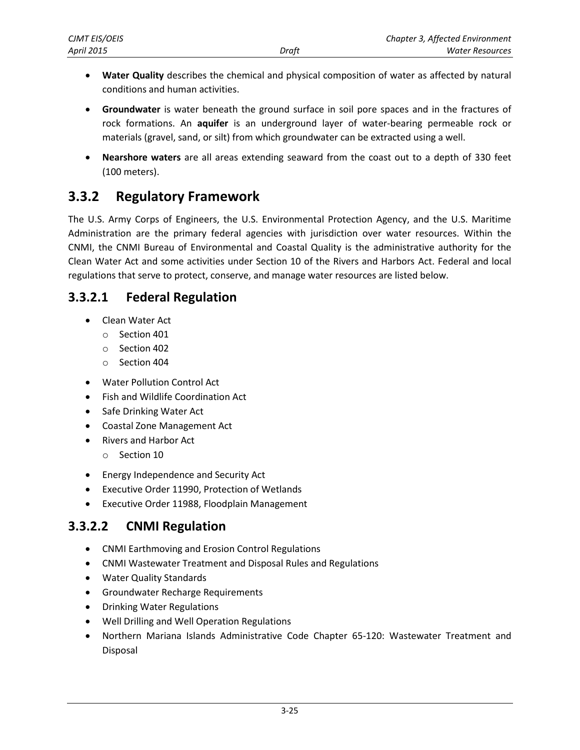- **Water Quality** describes the chemical and physical composition of water as affected by natural conditions and human activities.
- **Groundwater** is water beneath the ground surface in soil pore spaces and in the fractures of rock formations. An **aquifer** is an underground layer of water-bearing permeable rock or materials (gravel, sand, or silt) from which groundwater can be extracted using a well.
- **Nearshore waters** are all areas extending seaward from the coast out to a depth of 330 feet (100 meters).

## 3.3.2 Regulatory Framework

The U.S. Army Corps of Engineers, the U.S. Environmental Protection Agency, and the U.S. Maritime Administration are the primary federal agencies with jurisdiction over water resources. Within the CNMI, the CNMI Bureau of Environmental and Coastal Quality is the administrative authority for the Clean Water Act and some activities under Section 10 of the Rivers and Harbors Act. Federal and local regulations that serve to protect, conserve, and manage water resources are listed below.

### 3.3.2.1 Federal Regulation

- Clean Water Act
  - Section 401
  - Section 402
  - Section 404
- Water Pollution Control Act
- Fish and Wildlife Coordination Act
- Safe Drinking Water Act
- Coastal Zone Management Act
- Rivers and Harbor Act
  - Section 10
- Energy Independence and Security Act
- Executive Order 11990, Protection of Wetlands
- Executive Order 11988, Floodplain Management

### 3.3.2.2 CNMI Regulation

- CNMI Earthmoving and Erosion Control Regulations
- CNMI Wastewater Treatment and Disposal Rules and Regulations
- Water Quality Standards
- Groundwater Recharge Requirements
- Drinking Water Regulations
- Well Drilling and Well Operation Regulations
- Northern Mariana Islands Administrative Code Chapter 65-120: Wastewater Treatment and Disposal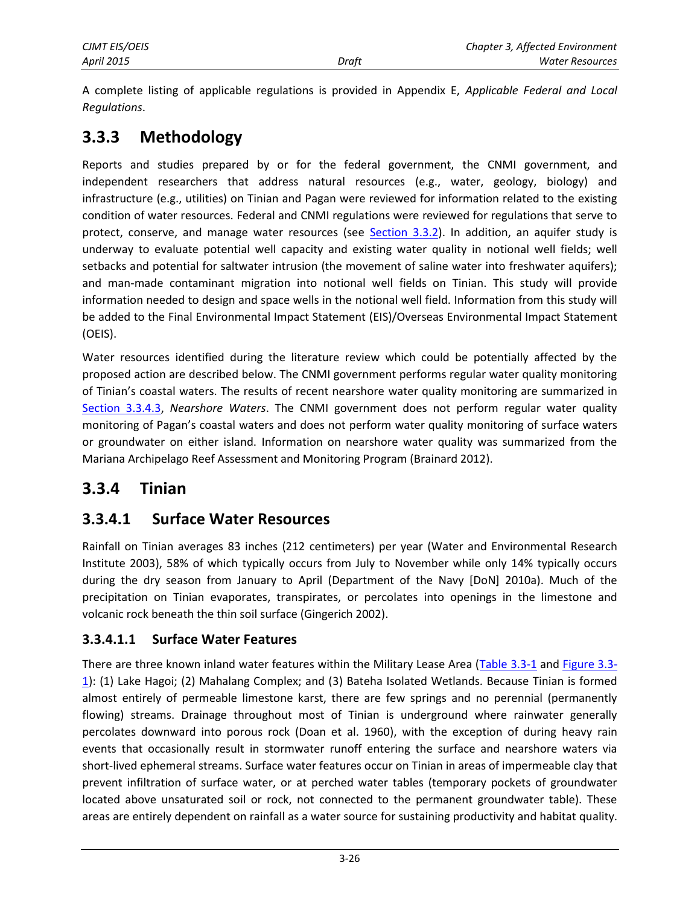A complete listing of applicable regulations is provided in Appendix E, *Applicable Federal and Local Regulations*.

## 3.3.3 Methodology

Reports and studies prepared by or for the federal government, the CNMI government, and independent researchers that address natural resources (e.g., water, geology, biology) and infrastructure (e.g., utilities) on Tinian and Pagan were reviewed for information related to the existing condition of water resources. Federal and CNMI regulations were reviewed for regulations that serve to protect, conserve, and manage water resources (see Section 3.3.2). In addition, an aquifer study is underway to evaluate potential well capacity and existing water quality in notional well fields; well setbacks and potential for saltwater intrusion (the movement of saline water into freshwater aquifers); and man-made contaminant migration into notional well fields on Tinian. This study will provide information needed to design and space wells in the notional well field. Information from this study will be added to the Final Environmental Impact Statement (EIS)/Overseas Environmental Impact Statement (OEIS).

Water resources identified during the literature review which could be potentially affected by the proposed action are described below. The CNMI government performs regular water quality monitoring of Tinian's coastal waters. The results of recent nearshore water quality monitoring are summarized in Section 3.3.4.3, *Nearshore Waters*. The CNMI government does not perform regular water quality monitoring of Pagan's coastal waters and does not perform water quality monitoring of surface waters or groundwater on either island. Information on nearshore water quality was summarized from the Mariana Archipelago Reef Assessment and Monitoring Program (Brainard 2012).

## 3.3.4 Tinian

### 3.3.4.1 Surface Water Resources

Rainfall on Tinian averages 83 inches (212 centimeters) per year (Water and Environmental Research Institute 2003), 58% of which typically occurs from July to November while only 14% typically occurs during the dry season from January to April (Department of the Navy [DoN] 2010a). Much of the precipitation on Tinian evaporates, transpirates, or percolates into openings in the limestone and volcanic rock beneath the thin soil surface (Gingerich 2002).

#### 3.3.4.1.1 Surface Water Features

There are three known inland water features within the Military Lease Area (Table 3.3-1 and Figure 3.3-1): (1) Lake Hagoi; (2) Mahalang Complex; and (3) Bateha Isolated Wetlands. Because Tinian is formed almost entirely of permeable limestone karst, there are few springs and no perennial (permanently flowing) streams. Drainage throughout most of Tinian is underground where rainwater generally percolates downward into porous rock (Doan et al. 1960), with the exception of during heavy rain events that occasionally result in stormwater runoff entering the surface and nearshore waters via short-lived ephemeral streams. Surface water features occur on Tinian in areas of impermeable clay that prevent infiltration of surface water, or at perched water tables (temporary pockets of groundwater located above unsaturated soil or rock, not connected to the permanent groundwater table). These areas are entirely dependent on rainfall as a water source for sustaining productivity and habitat quality.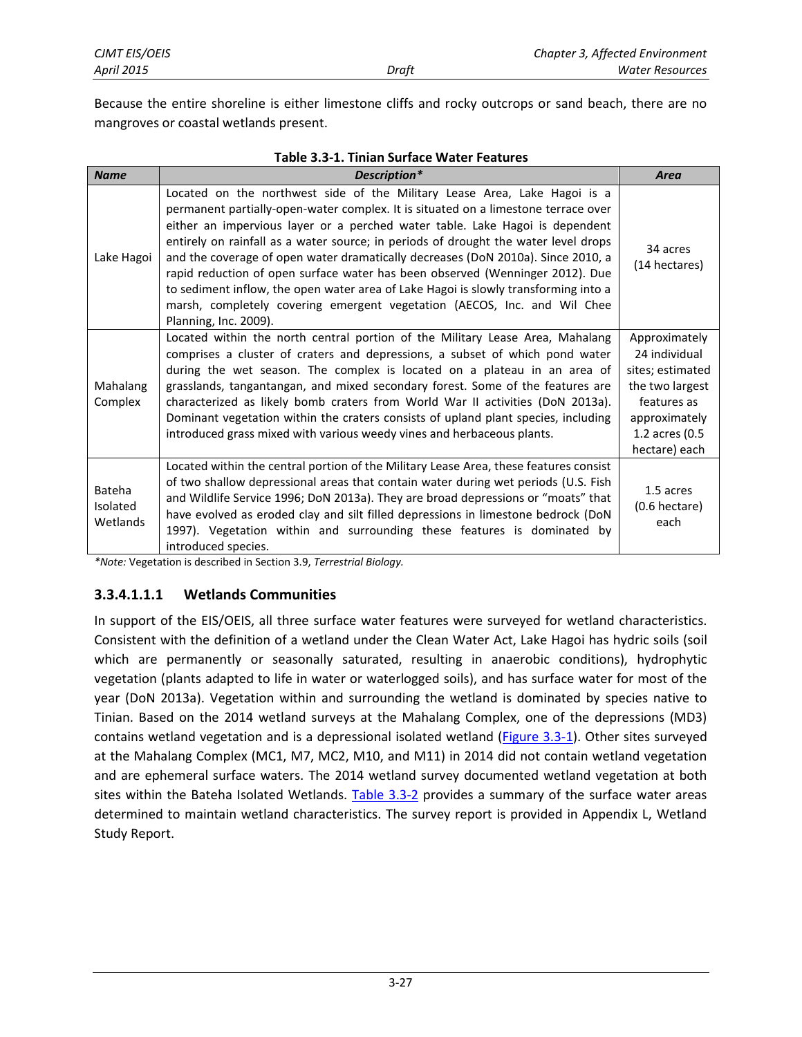Because the entire shoreline is either limestone cliffs and rocky outcrops or sand beach, there are no mangroves or coastal wetlands present.

**Table 3.3-1. Tinian Surface Water Features**

| *Name* | *Description** | *Area* |
|---|---|---|
| Lake Hagoi | Located on the northwest side of the Military Lease Area, Lake Hagoi is a permanent partially-open-water complex. It is situated on a limestone terrace over either an impervious layer or a perched water table. Lake Hagoi is dependent entirely on rainfall as a water source; in periods of drought the water level drops and the coverage of open water dramatically decreases (DoN 2010a). Since 2010, a rapid reduction of open surface water has been observed (Wenninger 2012). Due to sediment inflow, the open water area of Lake Hagoi is slowly transforming into a marsh, completely covering emergent vegetation (AECOS, Inc. and Wil Chee Planning, Inc. 2009). | 34 acres (14 hectares) |
| Mahalang Complex | Located within the north central portion of the Military Lease Area, Mahalang comprises a cluster of craters and depressions, a subset of which pond water during the wet season. The complex is located on a plateau in an area of grasslands, tangantangan, and mixed secondary forest. Some of the features are characterized as likely bomb craters from World War II activities (DoN 2013a). Dominant vegetation within the craters consists of upland plant species, including introduced grass mixed with various weedy vines and herbaceous plants. | Approximately 24 individual sites; estimated the two largest features as approximately 1.2 acres (0.5 hectare) each |
| Bateha Isolated Wetlands | Located within the central portion of the Military Lease Area, these features consist of two shallow depressional areas that contain water during wet periods (U.S. Fish and Wildlife Service 1996; DoN 2013a). They are broad depressions or "moats" that have evolved as eroded clay and silt filled depressions in limestone bedrock (DoN 1997). Vegetation within and surrounding these features is dominated by introduced species. | 1.5 acres (0.6 hectare) each |

**Note:* Vegetation is described in Section 3.9, *Terrestrial Biology.*

#### 3.3.4.1.1.1 Wetlands Communities

In support of the EIS/OEIS, all three surface water features were surveyed for wetland characteristics. Consistent with the definition of a wetland under the Clean Water Act, Lake Hagoi has hydric soils (soil which are permanently or seasonally saturated, resulting in anaerobic conditions), hydrophytic vegetation (plants adapted to life in water or waterlogged soils), and has surface water for most of the year (DoN 2013a). Vegetation within and surrounding the wetland is dominated by species native to Tinian. Based on the 2014 wetland surveys at the Mahalang Complex, one of the depressions (MD3) contains wetland vegetation and is a depressional isolated wetland (Figure 3.3-1). Other sites surveyed at the Mahalang Complex (MC1, M7, MC2, M10, and M11) in 2014 did not contain wetland vegetation and are ephemeral surface waters. The 2014 wetland survey documented wetland vegetation at both sites within the Bateha Isolated Wetlands. Table 3.3-2 provides a summary of the surface water areas determined to maintain wetland characteristics. The survey report is provided in Appendix L, Wetland Study Report.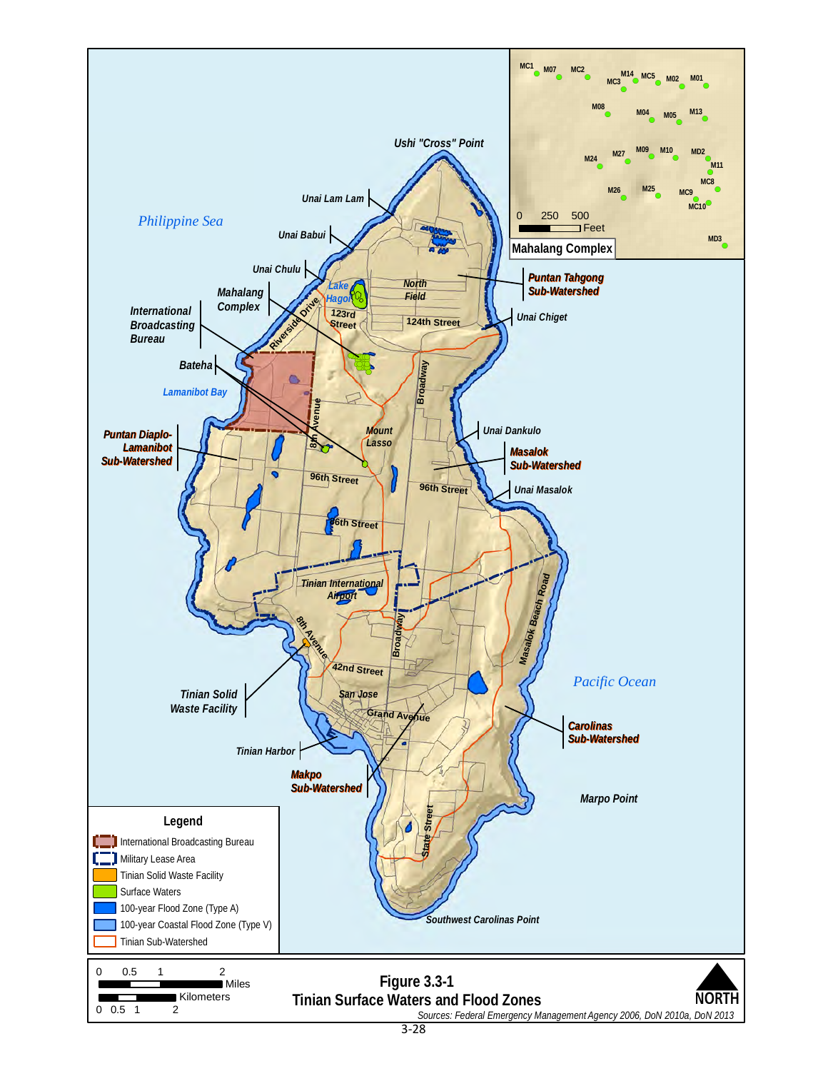Figure 3.3-1
Tinian Surface Waters and Flood Zones

Sources: Federal Emergency Management Agency 2006, DoN 2010a, DoN 2013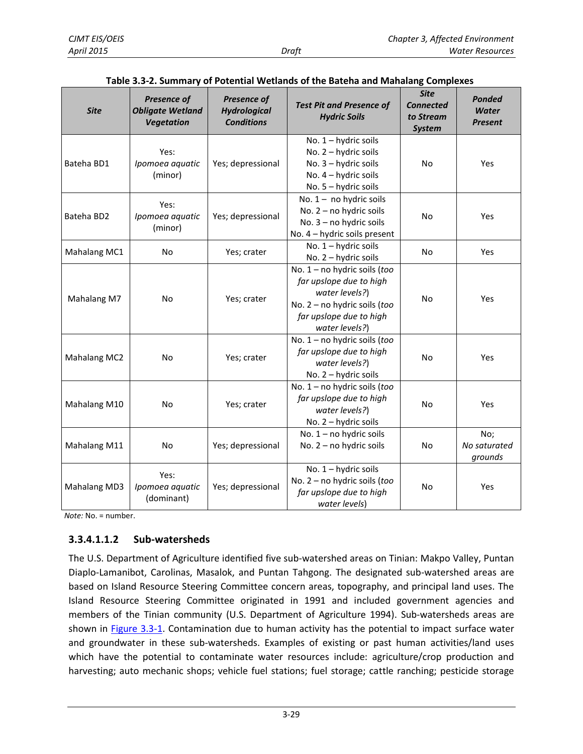**Table 3.3-2. Summary of Potential Wetlands of the Bateha and Mahalang Complexes**

| *Site* | *Presence of Obligate Wetland Vegetation* | *Presence of Hydrological Conditions* | *Test Pit and Presence of Hydric Soils* | *Site Connected to Stream System* | *Ponded Water Present* |
|---|---|---|---|---|---|
| Bateha BD1 | Yes: *Ipomoea aquatic* (minor) | Yes; depressional | No. 1 – hydric soils<br>No. 2 – hydric soils<br>No. 3 – hydric soils<br>No. 4 – hydric soils<br>No. 5 – hydric soils | No | Yes |
| Bateha BD2 | Yes: *Ipomoea aquatic* (minor) | Yes; depressional | No. 1 – no hydric soils<br>No. 2 – no hydric soils<br>No. 3 – no hydric soils<br>No. 4 – hydric soils present | No | Yes |
| Mahalang MC1 | No | Yes; crater | No. 1 – hydric soils<br>No. 2 – hydric soils | No | Yes |
| Mahalang M7 | No | Yes; crater | No. 1 – no hydric soils (*too far upslope due to high water levels?*)<br>No. 2 – no hydric soils (*too far upslope due to high water levels?*) | No | Yes |
| Mahalang MC2 | No | Yes; crater | No. 1 – no hydric soils (*too far upslope due to high water levels?*)<br>No. 2 – hydric soils | No | Yes |
| Mahalang M10 | No | Yes; crater | No. 1 – no hydric soils (*too far upslope due to high water levels?*)<br>No. 2 – hydric soils | No | Yes |
| Mahalang M11 | No | Yes; depressional | No. 1 – no hydric soils<br>No. 2 – no hydric soils | No | No; *No saturated grounds* |
| Mahalang MD3 | Yes: *Ipomoea aquatic* (dominant) | Yes; depressional | No. 1 – hydric soils<br>No. 2 – no hydric soils (*too far upslope due to high water levels*) | No | Yes |

*Note:* No. = number.

#### 3.3.4.1.1.2 Sub-watersheds

The U.S. Department of Agriculture identified five sub-watershed areas on Tinian: Makpo Valley, Puntan Diaplo-Lamanibot, Carolinas, Masalok, and Puntan Tahgong. The designated sub-watershed areas are based on Island Resource Steering Committee concern areas, topography, and principal land uses. The Island Resource Steering Committee originated in 1991 and included government agencies and members of the Tinian community (U.S. Department of Agriculture 1994). Sub-watersheds areas are shown in Figure 3.3-1. Contamination due to human activity has the potential to impact surface water and groundwater in these sub-watersheds. Examples of existing or past human activities/land uses which have the potential to contaminate water resources include: agriculture/crop production and harvesting; auto mechanic shops; vehicle fuel stations; fuel storage; cattle ranching; pesticide storage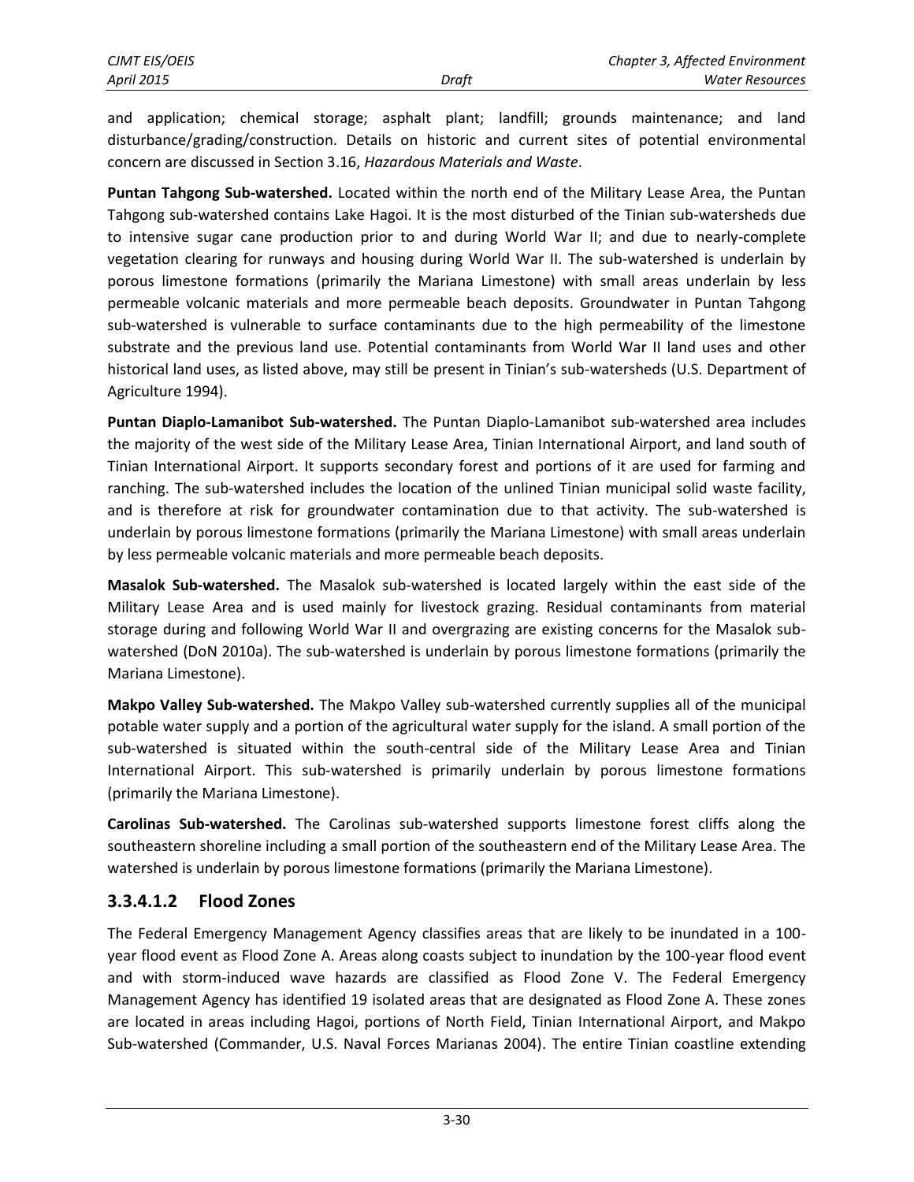and application; chemical storage; asphalt plant; landfill; grounds maintenance; and land disturbance/grading/construction. Details on historic and current sites of potential environmental concern are discussed in Section 3.16, *Hazardous Materials and Waste*.

**Puntan Tahgong Sub-watershed.** Located within the north end of the Military Lease Area, the Puntan Tahgong sub-watershed contains Lake Hagoi. It is the most disturbed of the Tinian sub-watersheds due to intensive sugar cane production prior to and during World War II; and due to nearly-complete vegetation clearing for runways and housing during World War II. The sub-watershed is underlain by porous limestone formations (primarily the Mariana Limestone) with small areas underlain by less permeable volcanic materials and more permeable beach deposits. Groundwater in Puntan Tahgong sub-watershed is vulnerable to surface contaminants due to the high permeability of the limestone substrate and the previous land use. Potential contaminants from World War II land uses and other historical land uses, as listed above, may still be present in Tinian's sub-watersheds (U.S. Department of Agriculture 1994).

**Puntan Diaplo-Lamanibot Sub-watershed.** The Puntan Diaplo-Lamanibot sub-watershed area includes the majority of the west side of the Military Lease Area, Tinian International Airport, and land south of Tinian International Airport. It supports secondary forest and portions of it are used for farming and ranching. The sub-watershed includes the location of the unlined Tinian municipal solid waste facility, and is therefore at risk for groundwater contamination due to that activity. The sub-watershed is underlain by porous limestone formations (primarily the Mariana Limestone) with small areas underlain by less permeable volcanic materials and more permeable beach deposits.

**Masalok Sub-watershed.** The Masalok sub-watershed is located largely within the east side of the Military Lease Area and is used mainly for livestock grazing. Residual contaminants from material storage during and following World War II and overgrazing are existing concerns for the Masalok sub-watershed (DoN 2010a). The sub-watershed is underlain by porous limestone formations (primarily the Mariana Limestone).

**Makpo Valley Sub-watershed.** The Makpo Valley sub-watershed currently supplies all of the municipal potable water supply and a portion of the agricultural water supply for the island. A small portion of the sub-watershed is situated within the south-central side of the Military Lease Area and Tinian International Airport. This sub-watershed is primarily underlain by porous limestone formations (primarily the Mariana Limestone).

**Carolinas Sub-watershed.** The Carolinas sub-watershed supports limestone forest cliffs along the southeastern shoreline including a small portion of the southeastern end of the Military Lease Area. The watershed is underlain by porous limestone formations (primarily the Mariana Limestone).

### 3.3.4.1.2 Flood Zones

The Federal Emergency Management Agency classifies areas that are likely to be inundated in a 100-year flood event as Flood Zone A. Areas along coasts subject to inundation by the 100-year flood event and with storm-induced wave hazards are classified as Flood Zone V. The Federal Emergency Management Agency has identified 19 isolated areas that are designated as Flood Zone A. These zones are located in areas including Hagoi, portions of North Field, Tinian International Airport, and Makpo Sub-watershed (Commander, U.S. Naval Forces Marianas 2004). The entire Tinian coastline extending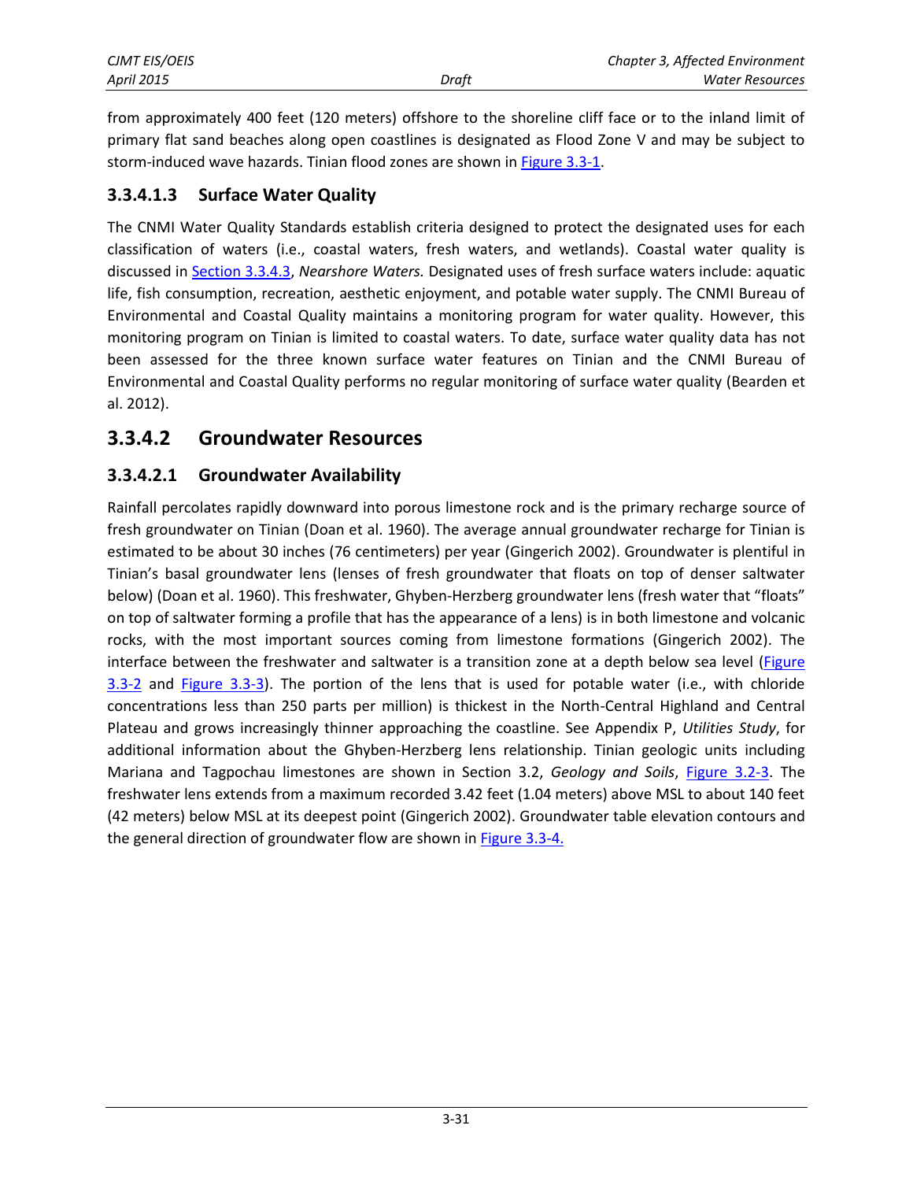from approximately 400 feet (120 meters) offshore to the shoreline cliff face or to the inland limit of primary flat sand beaches along open coastlines is designated as Flood Zone V and may be subject to storm-induced wave hazards. Tinian flood zones are shown in Figure 3.3-1.

#### 3.3.4.1.3 Surface Water Quality

The CNMI Water Quality Standards establish criteria designed to protect the designated uses for each classification of waters (i.e., coastal waters, fresh waters, and wetlands). Coastal water quality is discussed in Section 3.3.4.3, *Nearshore Waters.* Designated uses of fresh surface waters include: aquatic life, fish consumption, recreation, aesthetic enjoyment, and potable water supply. The CNMI Bureau of Environmental and Coastal Quality maintains a monitoring program for water quality. However, this monitoring program on Tinian is limited to coastal waters. To date, surface water quality data has not been assessed for the three known surface water features on Tinian and the CNMI Bureau of Environmental and Coastal Quality performs no regular monitoring of surface water quality (Bearden et al. 2012).

### 3.3.4.2 Groundwater Resources

#### 3.3.4.2.1 Groundwater Availability

Rainfall percolates rapidly downward into porous limestone rock and is the primary recharge source of fresh groundwater on Tinian (Doan et al. 1960). The average annual groundwater recharge for Tinian is estimated to be about 30 inches (76 centimeters) per year (Gingerich 2002). Groundwater is plentiful in Tinian's basal groundwater lens (lenses of fresh groundwater that floats on top of denser saltwater below) (Doan et al. 1960). This freshwater, Ghyben-Herzberg groundwater lens (fresh water that "floats" on top of saltwater forming a profile that has the appearance of a lens) is in both limestone and volcanic rocks, with the most important sources coming from limestone formations (Gingerich 2002). The interface between the freshwater and saltwater is a transition zone at a depth below sea level (Figure 3.3-2 and Figure 3.3-3). The portion of the lens that is used for potable water (i.e., with chloride concentrations less than 250 parts per million) is thickest in the North-Central Highland and Central Plateau and grows increasingly thinner approaching the coastline. See Appendix P, *Utilities Study*, for additional information about the Ghyben-Herzberg lens relationship. Tinian geologic units including Mariana and Tagpochau limestones are shown in Section 3.2, *Geology and Soils*, Figure 3.2-3. The freshwater lens extends from a maximum recorded 3.42 feet (1.04 meters) above MSL to about 140 feet (42 meters) below MSL at its deepest point (Gingerich 2002). Groundwater table elevation contours and the general direction of groundwater flow are shown in Figure 3.3-4.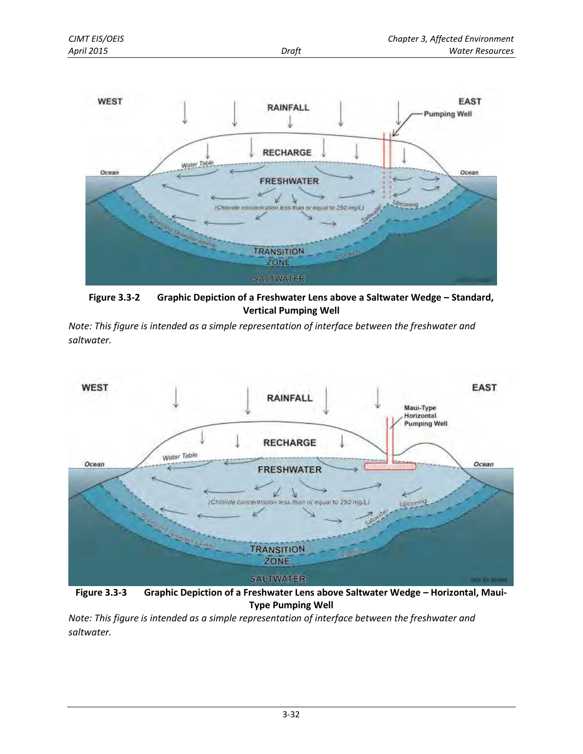**Figure 3.3-2 Graphic Depiction of a Freshwater Lens above a Saltwater Wedge – Standard, Vertical Pumping Well**

*Note: This figure is intended as a simple representation of interface between the freshwater and saltwater.*

**Figure 3.3-3 Graphic Depiction of a Freshwater Lens above Saltwater Wedge – Horizontal, Maui-Type Pumping Well**

*Note: This figure is intended as a simple representation of interface between the freshwater and saltwater.*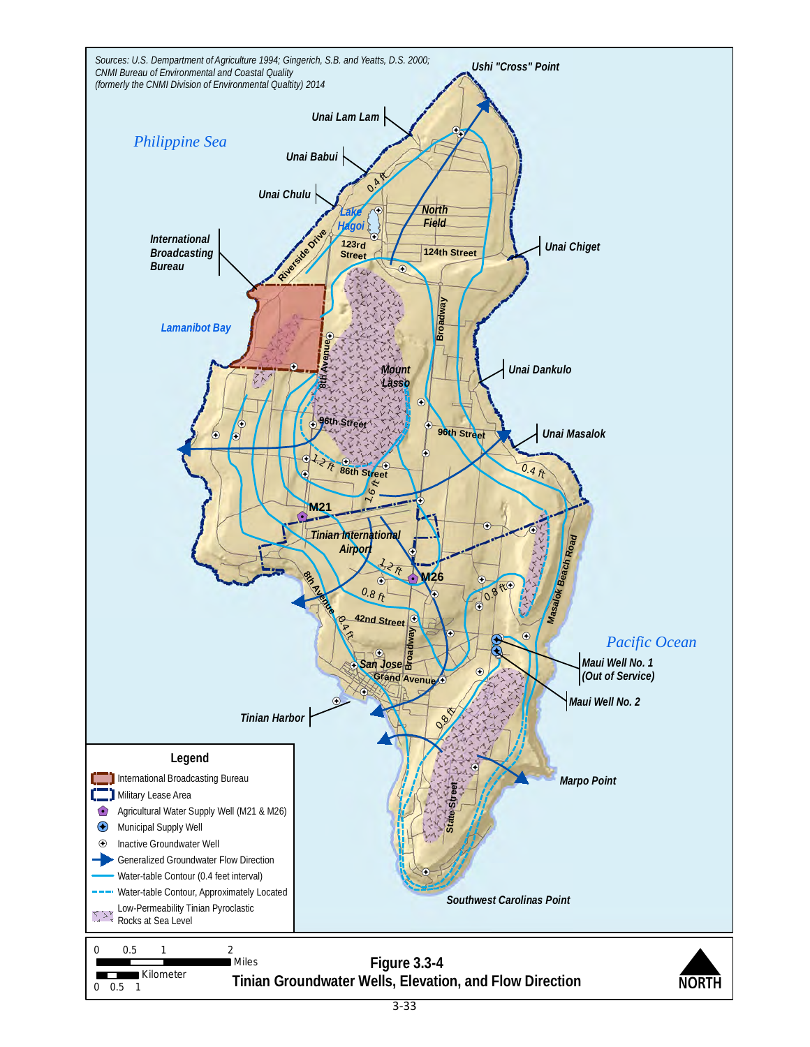Sources: U.S. Dempartment of Agriculture 1994; Gingerich, S.B. and Yeatts, D.S. 2000; CNMI Bureau of Environmental and Coastal Quality (formerly the CNMI Division of Environmental Qualtity) 2014

**Legend**

- International Broadcasting Bureau
- Military Lease Area
- Agricultural Water Supply Well (M21 & M26)
- Municipal Supply Well
- Inactive Groundwater Well
- Generalized Groundwater Flow Direction
- Water-table Contour (0.4 feet interval)
- Water-table Contour, Approximately Located
- Low-Permeability Tinian Pyroclastic Rocks at Sea Level

**Figure 3.3-4**
**Tinian Groundwater Wells, Elevation, and Flow Direction**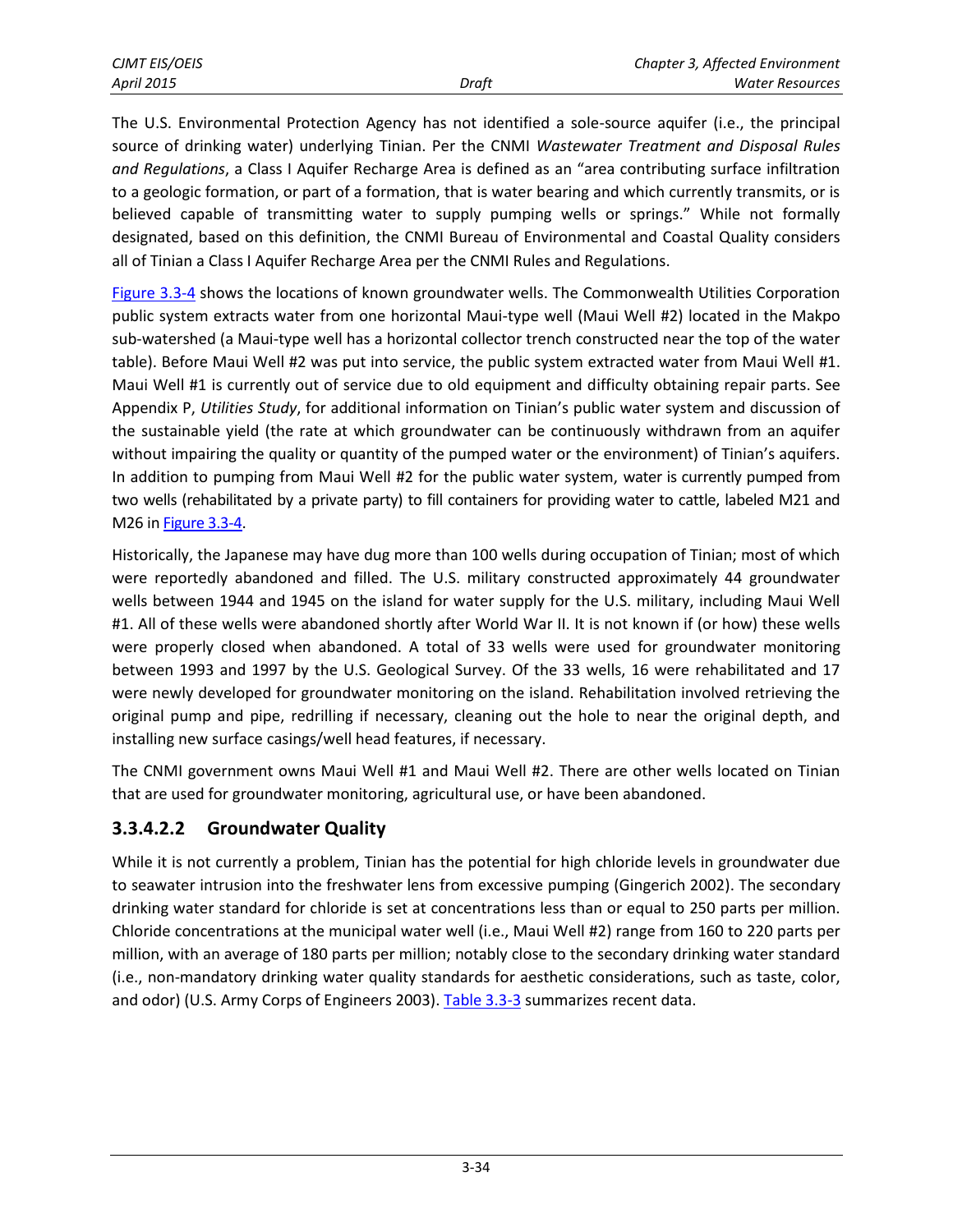The U.S. Environmental Protection Agency has not identified a sole-source aquifer (i.e., the principal source of drinking water) underlying Tinian. Per the CNMI *Wastewater Treatment and Disposal Rules and Regulations*, a Class I Aquifer Recharge Area is defined as an "area contributing surface infiltration to a geologic formation, or part of a formation, that is water bearing and which currently transmits, or is believed capable of transmitting water to supply pumping wells or springs." While not formally designated, based on this definition, the CNMI Bureau of Environmental and Coastal Quality considers all of Tinian a Class I Aquifer Recharge Area per the CNMI Rules and Regulations.

Figure 3.3-4 shows the locations of known groundwater wells. The Commonwealth Utilities Corporation public system extracts water from one horizontal Maui-type well (Maui Well #2) located in the Makpo sub-watershed (a Maui-type well has a horizontal collector trench constructed near the top of the water table). Before Maui Well #2 was put into service, the public system extracted water from Maui Well #1. Maui Well #1 is currently out of service due to old equipment and difficulty obtaining repair parts. See Appendix P, *Utilities Study*, for additional information on Tinian's public water system and discussion of the sustainable yield (the rate at which groundwater can be continuously withdrawn from an aquifer without impairing the quality or quantity of the pumped water or the environment) of Tinian's aquifers. In addition to pumping from Maui Well #2 for the public water system, water is currently pumped from two wells (rehabilitated by a private party) to fill containers for providing water to cattle, labeled M21 and M26 in Figure 3.3-4.

Historically, the Japanese may have dug more than 100 wells during occupation of Tinian; most of which were reportedly abandoned and filled. The U.S. military constructed approximately 44 groundwater wells between 1944 and 1945 on the island for water supply for the U.S. military, including Maui Well #1. All of these wells were abandoned shortly after World War II. It is not known if (or how) these wells were properly closed when abandoned. A total of 33 wells were used for groundwater monitoring between 1993 and 1997 by the U.S. Geological Survey. Of the 33 wells, 16 were rehabilitated and 17 were newly developed for groundwater monitoring on the island. Rehabilitation involved retrieving the original pump and pipe, redrilling if necessary, cleaning out the hole to near the original depth, and installing new surface casings/well head features, if necessary.

The CNMI government owns Maui Well #1 and Maui Well #2. There are other wells located on Tinian that are used for groundwater monitoring, agricultural use, or have been abandoned.

### 3.3.4.2.2 Groundwater Quality

While it is not currently a problem, Tinian has the potential for high chloride levels in groundwater due to seawater intrusion into the freshwater lens from excessive pumping (Gingerich 2002). The secondary drinking water standard for chloride is set at concentrations less than or equal to 250 parts per million. Chloride concentrations at the municipal water well (i.e., Maui Well #2) range from 160 to 220 parts per million, with an average of 180 parts per million; notably close to the secondary drinking water standard (i.e., non-mandatory drinking water quality standards for aesthetic considerations, such as taste, color, and odor) (U.S. Army Corps of Engineers 2003). Table 3.3-3 summarizes recent data.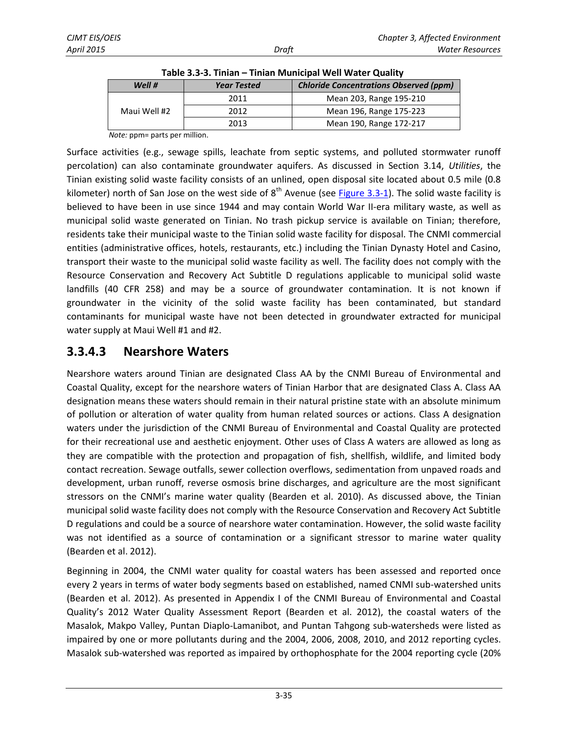**Table 3.3-3. Tinian – Tinian Municipal Well Water Quality**

| *Well #* | *Year Tested* | *Chloride Concentrations Observed (ppm)* |
|---|---|---|
| Maui Well #2 | 2011 | Mean 203, Range 195-210 |
| | 2012 | Mean 196, Range 175-223 |
| | 2013 | Mean 190, Range 172-217 |

*Note:* ppm= parts per million.

Surface activities (e.g., sewage spills, leachate from septic systems, and polluted stormwater runoff percolation) can also contaminate groundwater aquifers. As discussed in Section 3.14, *Utilities*, the Tinian existing solid waste facility consists of an unlined, open disposal site located about 0.5 mile (0.8 kilometer) north of San Jose on the west side of 8th Avenue (see Figure 3.3-1). The solid waste facility is believed to have been in use since 1944 and may contain World War II-era military waste, as well as municipal solid waste generated on Tinian. No trash pickup service is available on Tinian; therefore, residents take their municipal waste to the Tinian solid waste facility for disposal. The CNMI commercial entities (administrative offices, hotels, restaurants, etc.) including the Tinian Dynasty Hotel and Casino, transport their waste to the municipal solid waste facility as well. The facility does not comply with the Resource Conservation and Recovery Act Subtitle D regulations applicable to municipal solid waste landfills (40 CFR 258) and may be a source of groundwater contamination. It is not known if groundwater in the vicinity of the solid waste facility has been contaminated, but standard contaminants for municipal waste have not been detected in groundwater extracted for municipal water supply at Maui Well #1 and #2.

### 3.3.4.3 Nearshore Waters

Nearshore waters around Tinian are designated Class AA by the CNMI Bureau of Environmental and Coastal Quality, except for the nearshore waters of Tinian Harbor that are designated Class A. Class AA designation means these waters should remain in their natural pristine state with an absolute minimum of pollution or alteration of water quality from human related sources or actions. Class A designation waters under the jurisdiction of the CNMI Bureau of Environmental and Coastal Quality are protected for their recreational use and aesthetic enjoyment. Other uses of Class A waters are allowed as long as they are compatible with the protection and propagation of fish, shellfish, wildlife, and limited body contact recreation. Sewage outfalls, sewer collection overflows, sedimentation from unpaved roads and development, urban runoff, reverse osmosis brine discharges, and agriculture are the most significant stressors on the CNMI's marine water quality (Bearden et al. 2010). As discussed above, the Tinian municipal solid waste facility does not comply with the Resource Conservation and Recovery Act Subtitle D regulations and could be a source of nearshore water contamination. However, the solid waste facility was not identified as a source of contamination or a significant stressor to marine water quality (Bearden et al. 2012).

Beginning in 2004, the CNMI water quality for coastal waters has been assessed and reported once every 2 years in terms of water body segments based on established, named CNMI sub-watershed units (Bearden et al. 2012). As presented in Appendix I of the CNMI Bureau of Environmental and Coastal Quality's 2012 Water Quality Assessment Report (Bearden et al. 2012), the coastal waters of the Masalok, Makpo Valley, Puntan Diaplo-Lamanibot, and Puntan Tahgong sub-watersheds were listed as impaired by one or more pollutants during and the 2004, 2006, 2008, 2010, and 2012 reporting cycles. Masalok sub-watershed was reported as impaired by orthophosphate for the 2004 reporting cycle (20%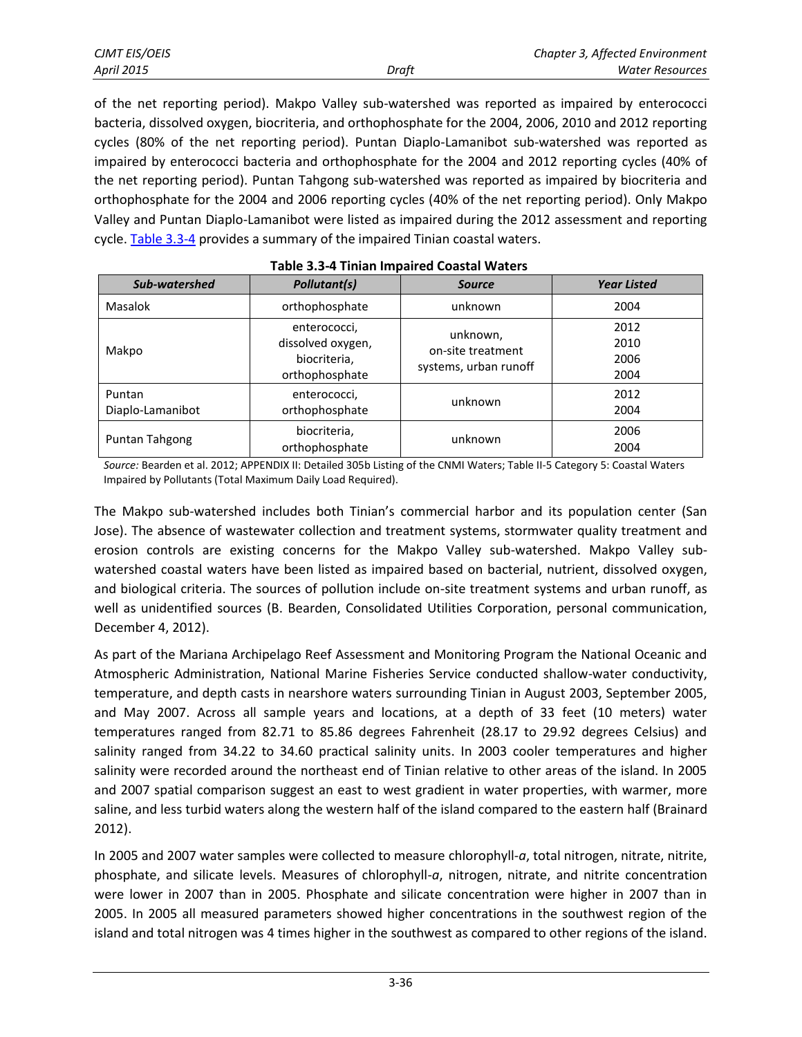of the net reporting period). Makpo Valley sub-watershed was reported as impaired by enterococci bacteria, dissolved oxygen, biocriteria, and orthophosphate for the 2004, 2006, 2010 and 2012 reporting cycles (80% of the net reporting period). Puntan Diaplo-Lamanibot sub-watershed was reported as impaired by enterococci bacteria and orthophosphate for the 2004 and 2012 reporting cycles (40% of the net reporting period). Puntan Tahgong sub-watershed was reported as impaired by biocriteria and orthophosphate for the 2004 and 2006 reporting cycles (40% of the net reporting period). Only Makpo Valley and Puntan Diaplo-Lamanibot were listed as impaired during the 2012 assessment and reporting cycle. Table 3.3-4 provides a summary of the impaired Tinian coastal waters.

**Table 3.3-4 Tinian Impaired Coastal Waters**

| Sub-watershed | Pollutant(s) | Source | Year Listed |
|---|---|---|---|
| Masalok | orthophosphate | unknown | 2004 |
| Makpo | enterococci, dissolved oxygen, biocriteria, orthophosphate | unknown, on-site treatment systems, urban runoff | 2012 2010 2006 2004 |
| Puntan Diaplo-Lamanibot | enterococci, orthophosphate | unknown | 2012 2004 |
| Puntan Tahgong | biocriteria, orthophosphate | unknown | 2006 2004 |

*Source:* Bearden et al. 2012; APPENDIX II: Detailed 305b Listing of the CNMI Waters; Table II-5 Category 5: Coastal Waters Impaired by Pollutants (Total Maximum Daily Load Required).

The Makpo sub-watershed includes both Tinian's commercial harbor and its population center (San Jose). The absence of wastewater collection and treatment systems, stormwater quality treatment and erosion controls are existing concerns for the Makpo Valley sub-watershed. Makpo Valley sub-watershed coastal waters have been listed as impaired based on bacterial, nutrient, dissolved oxygen, and biological criteria. The sources of pollution include on-site treatment systems and urban runoff, as well as unidentified sources (B. Bearden, Consolidated Utilities Corporation, personal communication, December 4, 2012).

As part of the Mariana Archipelago Reef Assessment and Monitoring Program the National Oceanic and Atmospheric Administration, National Marine Fisheries Service conducted shallow-water conductivity, temperature, and depth casts in nearshore waters surrounding Tinian in August 2003, September 2005, and May 2007. Across all sample years and locations, at a depth of 33 feet (10 meters) water temperatures ranged from 82.71 to 85.86 degrees Fahrenheit (28.17 to 29.92 degrees Celsius) and salinity ranged from 34.22 to 34.60 practical salinity units. In 2003 cooler temperatures and higher salinity were recorded around the northeast end of Tinian relative to other areas of the island. In 2005 and 2007 spatial comparison suggest an east to west gradient in water properties, with warmer, more saline, and less turbid waters along the western half of the island compared to the eastern half (Brainard 2012).

In 2005 and 2007 water samples were collected to measure chlorophyll-*a*, total nitrogen, nitrate, nitrite, phosphate, and silicate levels. Measures of chlorophyll-*a*, nitrogen, nitrate, and nitrite concentration were lower in 2007 than in 2005. Phosphate and silicate concentration were higher in 2007 than in 2005. In 2005 all measured parameters showed higher concentrations in the southwest region of the island and total nitrogen was 4 times higher in the southwest as compared to other regions of the island.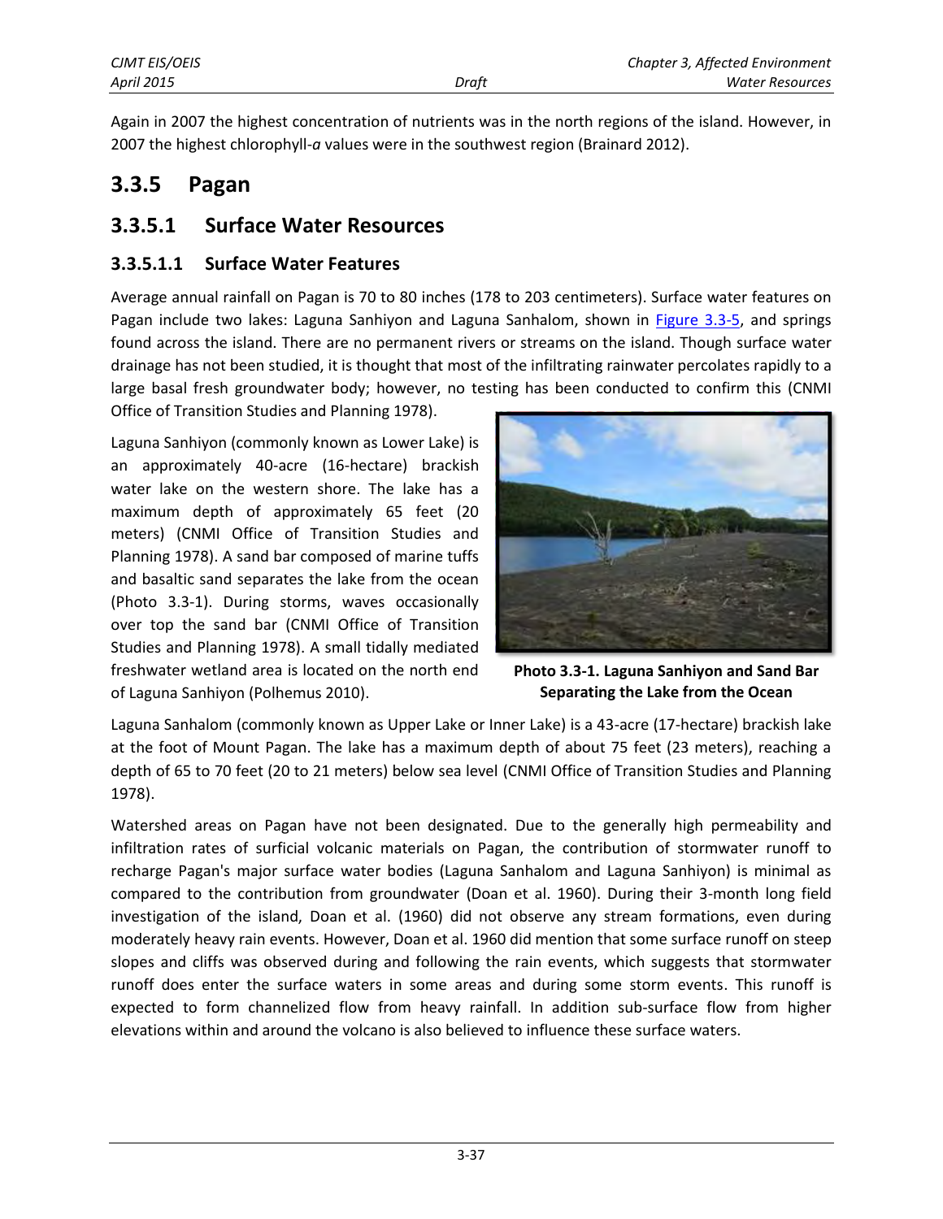Again in 2007 the highest concentration of nutrients was in the north regions of the island. However, in 2007 the highest chlorophyll-*a* values were in the southwest region (Brainard 2012).

## 3.3.5 Pagan

## 3.3.5.1 Surface Water Resources

### 3.3.5.1.1 Surface Water Features

Average annual rainfall on Pagan is 70 to 80 inches (178 to 203 centimeters). Surface water features on Pagan include two lakes: Laguna Sanhiyon and Laguna Sanhalom, shown in Figure 3.3-5, and springs found across the island. There are no permanent rivers or streams on the island. Though surface water drainage has not been studied, it is thought that most of the infiltrating rainwater percolates rapidly to a large basal fresh groundwater body; however, no testing has been conducted to confirm this (CNMI Office of Transition Studies and Planning 1978).

Laguna Sanhiyon (commonly known as Lower Lake) is an approximately 40-acre (16-hectare) brackish water lake on the western shore. The lake has a maximum depth of approximately 65 feet (20 meters) (CNMI Office of Transition Studies and Planning 1978). A sand bar composed of marine tuffs and basaltic sand separates the lake from the ocean (Photo 3.3-1). During storms, waves occasionally over top the sand bar (CNMI Office of Transition Studies and Planning 1978). A small tidally mediated freshwater wetland area is located on the north end of Laguna Sanhiyon (Polhemus 2010).

**Photo 3.3-1. Laguna Sanhiyon and Sand Bar Separating the Lake from the Ocean**

Laguna Sanhalom (commonly known as Upper Lake or Inner Lake) is a 43-acre (17-hectare) brackish lake at the foot of Mount Pagan. The lake has a maximum depth of about 75 feet (23 meters), reaching a depth of 65 to 70 feet (20 to 21 meters) below sea level (CNMI Office of Transition Studies and Planning 1978).

Watershed areas on Pagan have not been designated. Due to the generally high permeability and infiltration rates of surficial volcanic materials on Pagan, the contribution of stormwater runoff to recharge Pagan's major surface water bodies (Laguna Sanhalom and Laguna Sanhiyon) is minimal as compared to the contribution from groundwater (Doan et al. 1960). During their 3-month long field investigation of the island, Doan et al. (1960) did not observe any stream formations, even during moderately heavy rain events. However, Doan et al. 1960 did mention that some surface runoff on steep slopes and cliffs was observed during and following the rain events, which suggests that stormwater runoff does enter the surface waters in some areas and during some storm events. This runoff is expected to form channelized flow from heavy rainfall. In addition sub-surface flow from higher elevations within and around the volcano is also believed to influence these surface waters.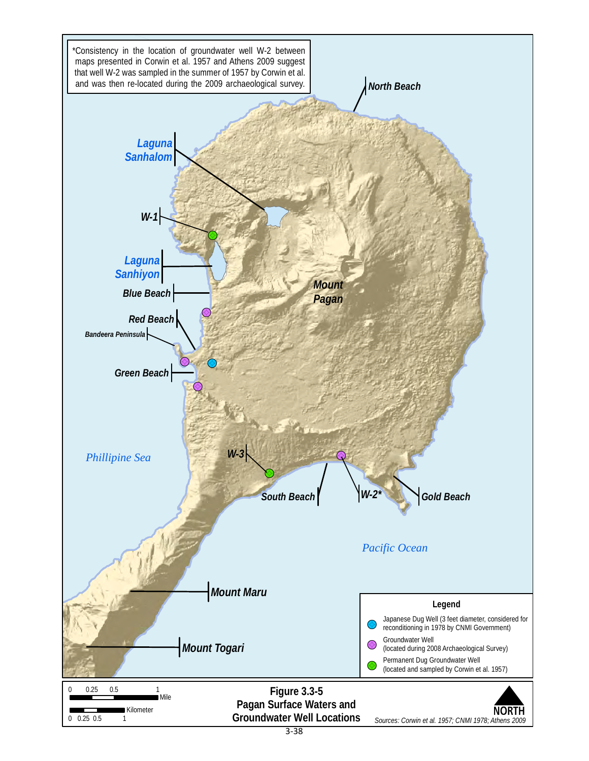*Consistency in the location of groundwater well W-2 between maps presented in Corwin et al. 1957 and Athens 2009 suggest that well W-2 was sampled in the summer of 1957 by Corwin et al. and was then re-located during the 2009 archaeological survey.

North Beach

Laguna Sanhalom

W-1

Laguna Sanhiyon

Blue Beach

Red Beach

Bandeera Peninsula

Green Beach

Mount Pagan

Phillipine Sea

W-3

South Beach

W-2*

Gold Beach

Pacific Ocean

Mount Maru

Mount Togari

**Legend**

- Japanese Dug Well (3 feet diameter, considered for reconditioning in 1978 by CNMI Government)
- Groundwater Well (located during 2008 Archaeological Survey)
- Permanent Dug Groundwater Well (located and sampled by Corwin et al. 1957)

0 0.25 0.5 1 Mile

0 0.25 0.5 1 Kilometer

**Figure 3.3-5**
**Pagan Surface Waters and Groundwater Well Locations**

NORTH

*Sources: Corwin et al. 1957; CNMI 1978; Athens 2009*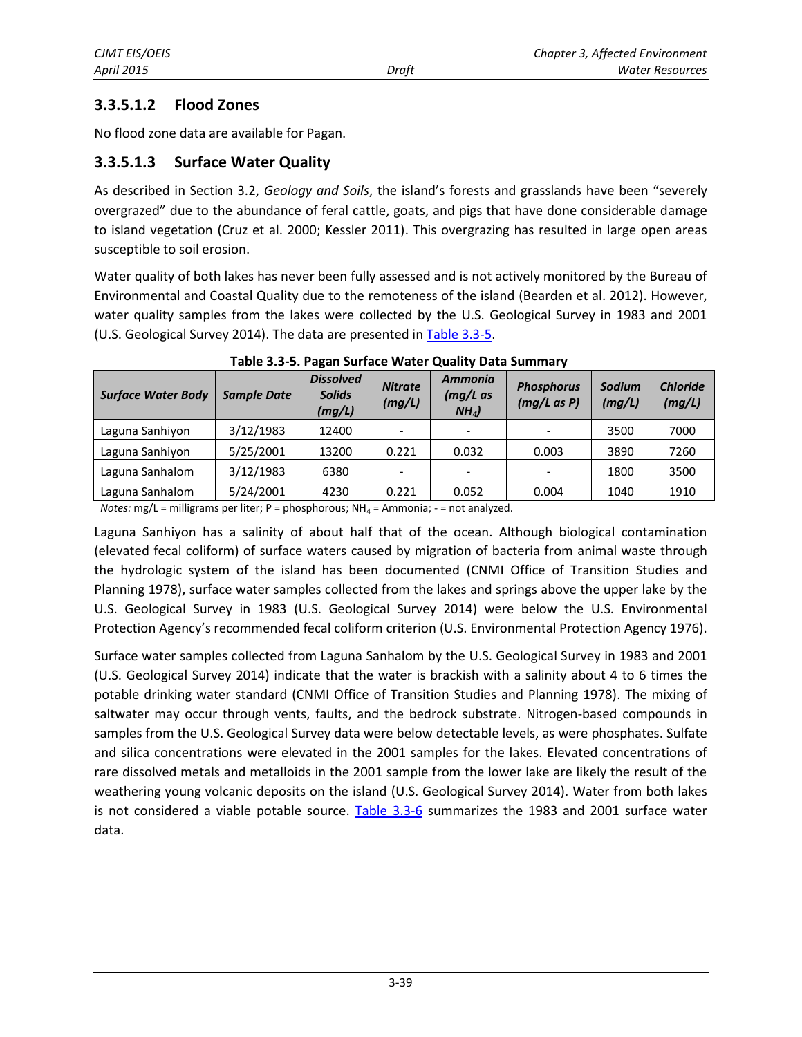### 3.3.5.1.2 Flood Zones

No flood zone data are available for Pagan.

### 3.3.5.1.3 Surface Water Quality

As described in Section 3.2, *Geology and Soils*, the island's forests and grasslands have been "severely overgrazed" due to the abundance of feral cattle, goats, and pigs that have done considerable damage to island vegetation (Cruz et al. 2000; Kessler 2011). This overgrazing has resulted in large open areas susceptible to soil erosion.

Water quality of both lakes has never been fully assessed and is not actively monitored by the Bureau of Environmental and Coastal Quality due to the remoteness of the island (Bearden et al. 2012). However, water quality samples from the lakes were collected by the U.S. Geological Survey in 1983 and 2001 (U.S. Geological Survey 2014). The data are presented in Table 3.3-5.

**Table 3.3-5. Pagan Surface Water Quality Data Summary**

| *Surface Water Body* | *Sample Date* | *Dissolved Solids (mg/L)* | *Nitrate (mg/L)* | *Ammonia (mg/L as $NH_4$)* | *Phosphorus (mg/L as P)* | *Sodium (mg/L)* | *Chloride (mg/L)* |
|---|---|---|---|---|---|---|---|
| Laguna Sanhiyon | 3/12/1983 | 12400 | - | - | - | 3500 | 7000 |
| Laguna Sanhiyon | 5/25/2001 | 13200 | 0.221 | 0.032 | 0.003 | 3890 | 7260 |
| Laguna Sanhalom | 3/12/1983 | 6380 | - | - | - | 1800 | 3500 |
| Laguna Sanhalom | 5/24/2001 | 4230 | 0.221 | 0.052 | 0.004 | 1040 | 1910 |

*Notes:* mg/L = milligrams per liter; P = phosphorous; $NH_4$ = Ammonia; - = not analyzed.

Laguna Sanhiyon has a salinity of about half that of the ocean. Although biological contamination (elevated fecal coliform) of surface waters caused by migration of bacteria from animal waste through the hydrologic system of the island has been documented (CNMI Office of Transition Studies and Planning 1978), surface water samples collected from the lakes and springs above the upper lake by the U.S. Geological Survey in 1983 (U.S. Geological Survey 2014) were below the U.S. Environmental Protection Agency's recommended fecal coliform criterion (U.S. Environmental Protection Agency 1976).

Surface water samples collected from Laguna Sanhalom by the U.S. Geological Survey in 1983 and 2001 (U.S. Geological Survey 2014) indicate that the water is brackish with a salinity about 4 to 6 times the potable drinking water standard (CNMI Office of Transition Studies and Planning 1978). The mixing of saltwater may occur through vents, faults, and the bedrock substrate. Nitrogen-based compounds in samples from the U.S. Geological Survey data were below detectable levels, as were phosphates. Sulfate and silica concentrations were elevated in the 2001 samples for the lakes. Elevated concentrations of rare dissolved metals and metalloids in the 2001 sample from the lower lake are likely the result of the weathering young volcanic deposits on the island (U.S. Geological Survey 2014). Water from both lakes is not considered a viable potable source. Table 3.3-6 summarizes the 1983 and 2001 surface water data.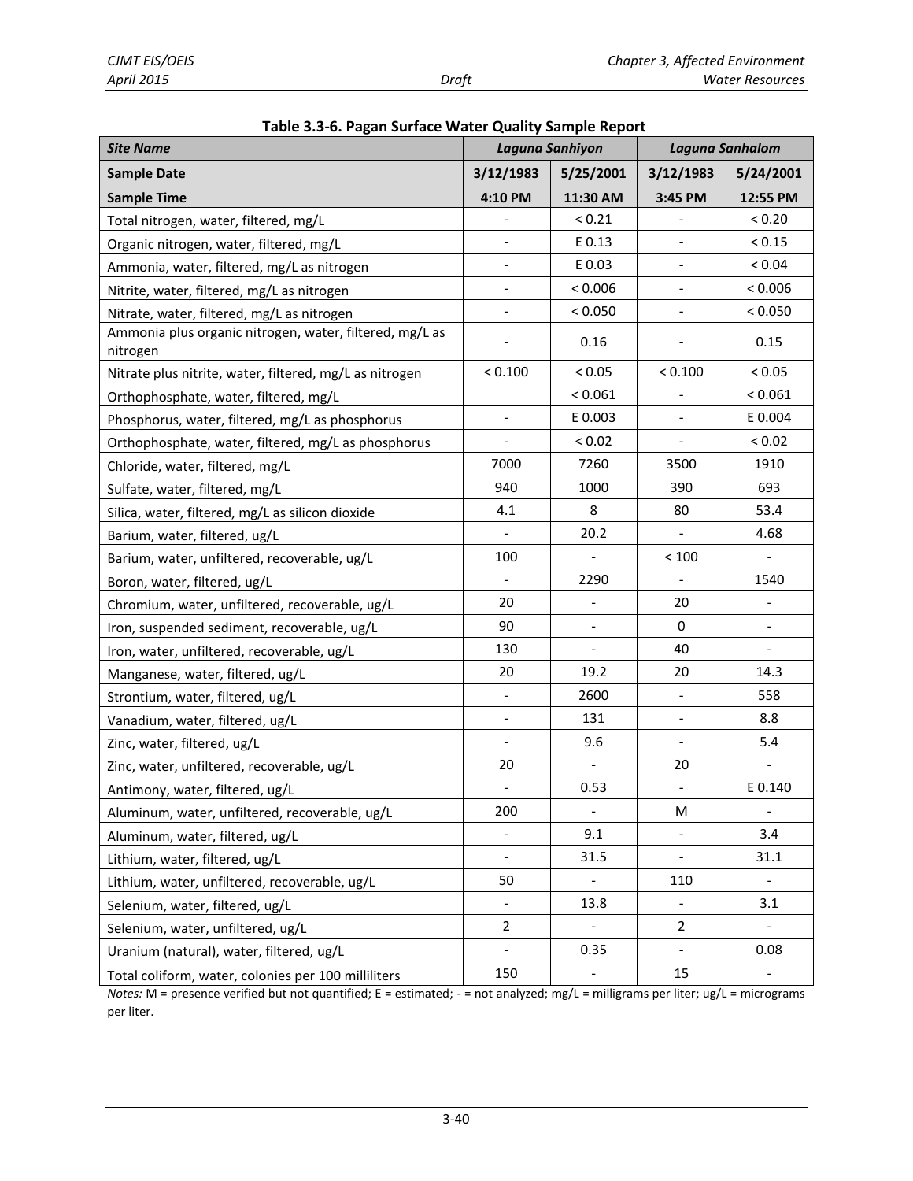**Table 3.3-6. Pagan Surface Water Quality Sample Report**

| *Site Name* | *Laguna Sanhiyon* | | *Laguna Sanhalom* | |
|---|---|---|---|---|
| **Sample Date** | **3/12/1983** | **5/25/2001** | **3/12/1983** | **5/24/2001** |
| **Sample Time** | **4:10 PM** | **11:30 AM** | **3:45 PM** | **12:55 PM** |
| Total nitrogen, water, filtered, mg/L | - | < 0.21 | - | < 0.20 |
| Organic nitrogen, water, filtered, mg/L | - | E 0.13 | - | < 0.15 |
| Ammonia, water, filtered, mg/L as nitrogen | - | E 0.03 | - | < 0.04 |
| Nitrite, water, filtered, mg/L as nitrogen | - | < 0.006 | - | < 0.006 |
| Nitrate, water, filtered, mg/L as nitrogen | - | < 0.050 | - | < 0.050 |
| Ammonia plus organic nitrogen, water, filtered, mg/L as nitrogen | - | 0.16 | - | 0.15 |
| Nitrate plus nitrite, water, filtered, mg/L as nitrogen | < 0.100 | < 0.05 | < 0.100 | < 0.05 |
| Orthophosphate, water, filtered, mg/L | | < 0.061 | - | < 0.061 |
| Phosphorus, water, filtered, mg/L as phosphorus | - | E 0.003 | - | E 0.004 |
| Orthophosphate, water, filtered, mg/L as phosphorus | - | < 0.02 | - | < 0.02 |
| Chloride, water, filtered, mg/L | 7000 | 7260 | 3500 | 1910 |
| Sulfate, water, filtered, mg/L | 940 | 1000 | 390 | 693 |
| Silica, water, filtered, mg/L as silicon dioxide | 4.1 | 8 | 80 | 53.4 |
| Barium, water, filtered, ug/L | - | 20.2 | - | 4.68 |
| Barium, water, unfiltered, recoverable, ug/L | 100 | - | < 100 | - |
| Boron, water, filtered, ug/L | - | 2290 | - | 1540 |
| Chromium, water, unfiltered, recoverable, ug/L | 20 | - | 20 | - |
| Iron, suspended sediment, recoverable, ug/L | 90 | - | 0 | - |
| Iron, water, unfiltered, recoverable, ug/L | 130 | - | 40 | - |
| Manganese, water, filtered, ug/L | 20 | 19.2 | 20 | 14.3 |
| Strontium, water, filtered, ug/L | - | 2600 | - | 558 |
| Vanadium, water, filtered, ug/L | - | 131 | - | 8.8 |
| Zinc, water, filtered, ug/L | - | 9.6 | - | 5.4 |
| Zinc, water, unfiltered, recoverable, ug/L | 20 | - | 20 | - |
| Antimony, water, filtered, ug/L | - | 0.53 | - | E 0.140 |
| Aluminum, water, unfiltered, recoverable, ug/L | 200 | - | M | - |
| Aluminum, water, filtered, ug/L | - | 9.1 | - | 3.4 |
| Lithium, water, filtered, ug/L | - | 31.5 | - | 31.1 |
| Lithium, water, unfiltered, recoverable, ug/L | 50 | - | 110 | - |
| Selenium, water, filtered, ug/L | - | 13.8 | - | 3.1 |
| Selenium, water, unfiltered, ug/L | 2 | - | 2 | - |
| Uranium (natural), water, filtered, ug/L | - | 0.35 | - | 0.08 |
| Total coliform, water, colonies per 100 milliliters | 150 | - | 15 | - |

*Notes:* M = presence verified but not quantified; E = estimated; - = not analyzed; mg/L = milligrams per liter; ug/L = micrograms per liter.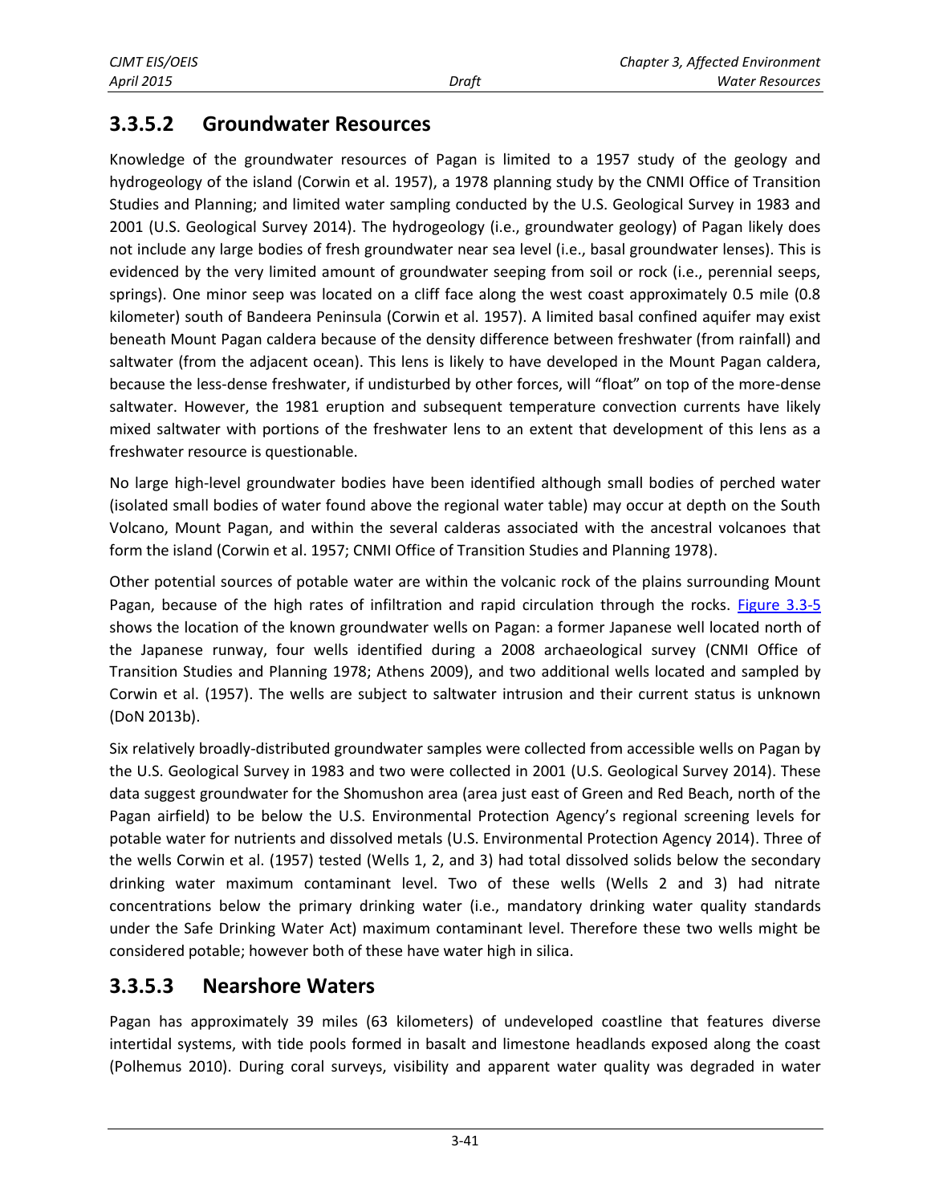### 3.3.5.2 Groundwater Resources

Knowledge of the groundwater resources of Pagan is limited to a 1957 study of the geology and hydrogeology of the island (Corwin et al. 1957), a 1978 planning study by the CNMI Office of Transition Studies and Planning; and limited water sampling conducted by the U.S. Geological Survey in 1983 and 2001 (U.S. Geological Survey 2014). The hydrogeology (i.e., groundwater geology) of Pagan likely does not include any large bodies of fresh groundwater near sea level (i.e., basal groundwater lenses). This is evidenced by the very limited amount of groundwater seeping from soil or rock (i.e., perennial seeps, springs). One minor seep was located on a cliff face along the west coast approximately 0.5 mile (0.8 kilometer) south of Bandeera Peninsula (Corwin et al. 1957). A limited basal confined aquifer may exist beneath Mount Pagan caldera because of the density difference between freshwater (from rainfall) and saltwater (from the adjacent ocean). This lens is likely to have developed in the Mount Pagan caldera, because the less-dense freshwater, if undisturbed by other forces, will "float" on top of the more-dense saltwater. However, the 1981 eruption and subsequent temperature convection currents have likely mixed saltwater with portions of the freshwater lens to an extent that development of this lens as a freshwater resource is questionable.

No large high-level groundwater bodies have been identified although small bodies of perched water (isolated small bodies of water found above the regional water table) may occur at depth on the South Volcano, Mount Pagan, and within the several calderas associated with the ancestral volcanoes that form the island (Corwin et al. 1957; CNMI Office of Transition Studies and Planning 1978).

Other potential sources of potable water are within the volcanic rock of the plains surrounding Mount Pagan, because of the high rates of infiltration and rapid circulation through the rocks. Figure 3.3-5 shows the location of the known groundwater wells on Pagan: a former Japanese well located north of the Japanese runway, four wells identified during a 2008 archaeological survey (CNMI Office of Transition Studies and Planning 1978; Athens 2009), and two additional wells located and sampled by Corwin et al. (1957). The wells are subject to saltwater intrusion and their current status is unknown (DoN 2013b).

Six relatively broadly-distributed groundwater samples were collected from accessible wells on Pagan by the U.S. Geological Survey in 1983 and two were collected in 2001 (U.S. Geological Survey 2014). These data suggest groundwater for the Shomushon area (area just east of Green and Red Beach, north of the Pagan airfield) to be below the U.S. Environmental Protection Agency's regional screening levels for potable water for nutrients and dissolved metals (U.S. Environmental Protection Agency 2014). Three of the wells Corwin et al. (1957) tested (Wells 1, 2, and 3) had total dissolved solids below the secondary drinking water maximum contaminant level. Two of these wells (Wells 2 and 3) had nitrate concentrations below the primary drinking water (i.e., mandatory drinking water quality standards under the Safe Drinking Water Act) maximum contaminant level. Therefore these two wells might be considered potable; however both of these have water high in silica.

### 3.3.5.3 Nearshore Waters

Pagan has approximately 39 miles (63 kilometers) of undeveloped coastline that features diverse intertidal systems, with tide pools formed in basalt and limestone headlands exposed along the coast (Polhemus 2010). During coral surveys, visibility and apparent water quality was degraded in water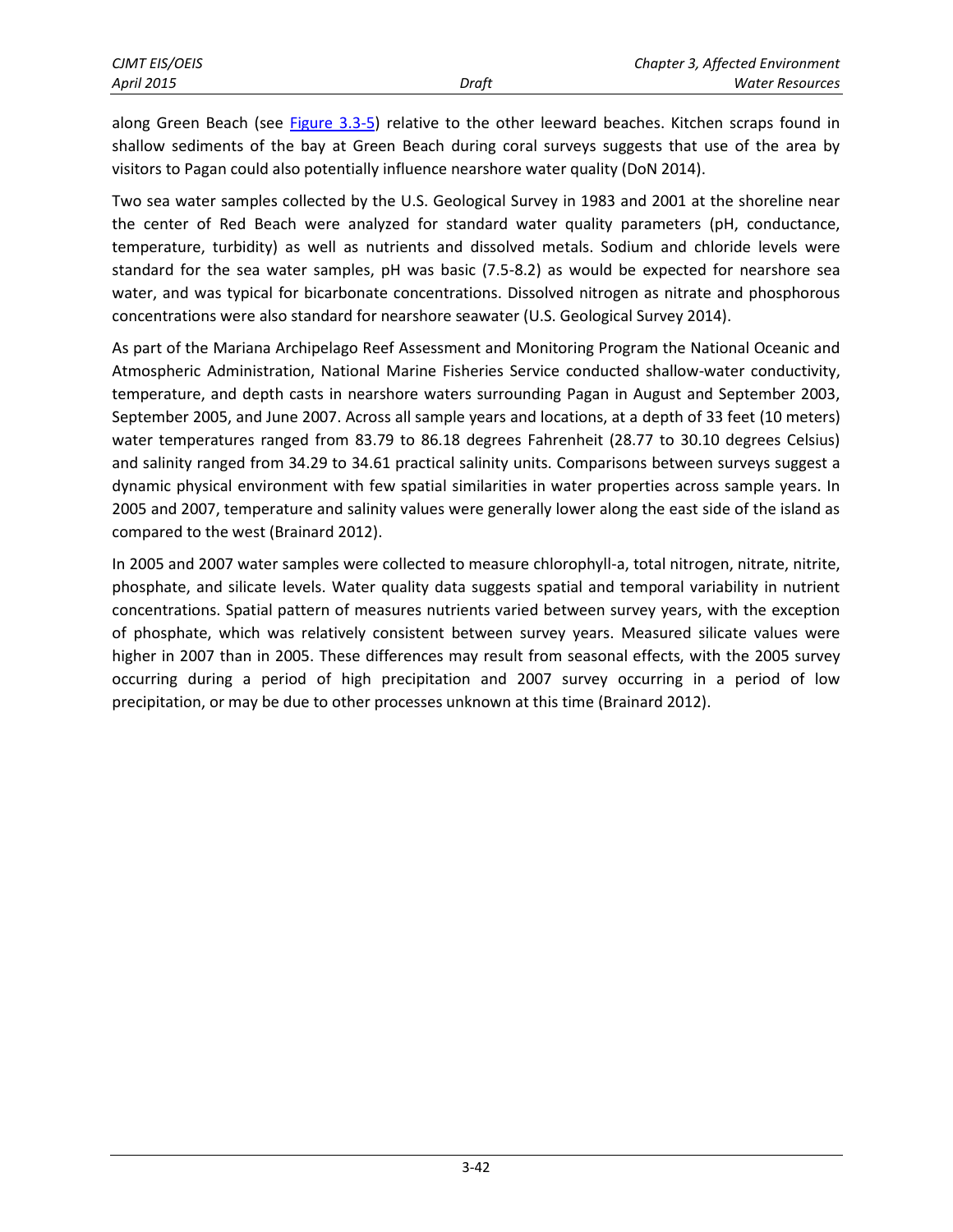along Green Beach (see Figure 3.3-5) relative to the other leeward beaches. Kitchen scraps found in shallow sediments of the bay at Green Beach during coral surveys suggests that use of the area by visitors to Pagan could also potentially influence nearshore water quality (DoN 2014).

Two sea water samples collected by the U.S. Geological Survey in 1983 and 2001 at the shoreline near the center of Red Beach were analyzed for standard water quality parameters (pH, conductance, temperature, turbidity) as well as nutrients and dissolved metals. Sodium and chloride levels were standard for the sea water samples, pH was basic (7.5-8.2) as would be expected for nearshore sea water, and was typical for bicarbonate concentrations. Dissolved nitrogen as nitrate and phosphorous concentrations were also standard for nearshore seawater (U.S. Geological Survey 2014).

As part of the Mariana Archipelago Reef Assessment and Monitoring Program the National Oceanic and Atmospheric Administration, National Marine Fisheries Service conducted shallow-water conductivity, temperature, and depth casts in nearshore waters surrounding Pagan in August and September 2003, September 2005, and June 2007. Across all sample years and locations, at a depth of 33 feet (10 meters) water temperatures ranged from 83.79 to 86.18 degrees Fahrenheit (28.77 to 30.10 degrees Celsius) and salinity ranged from 34.29 to 34.61 practical salinity units. Comparisons between surveys suggest a dynamic physical environment with few spatial similarities in water properties across sample years. In 2005 and 2007, temperature and salinity values were generally lower along the east side of the island as compared to the west (Brainard 2012).

In 2005 and 2007 water samples were collected to measure chlorophyll-a, total nitrogen, nitrate, nitrite, phosphate, and silicate levels. Water quality data suggests spatial and temporal variability in nutrient concentrations. Spatial pattern of measures nutrients varied between survey years, with the exception of phosphate, which was relatively consistent between survey years. Measured silicate values were higher in 2007 than in 2005. These differences may result from seasonal effects, with the 2005 survey occurring during a period of high precipitation and 2007 survey occurring in a period of low precipitation, or may be due to other processes unknown at this time (Brainard 2012).